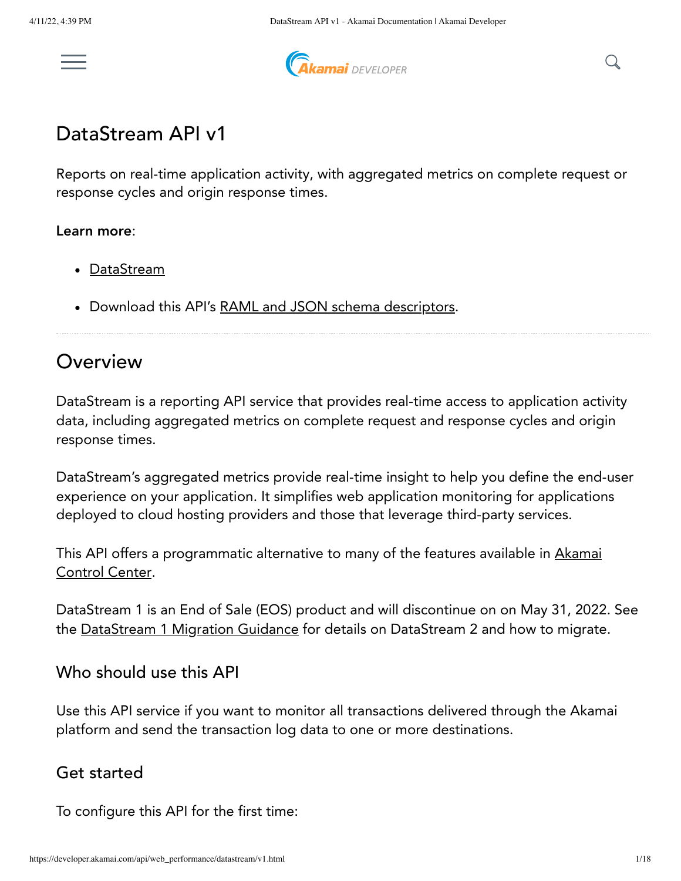# DataStream API v1

Reports on real-time application activity, with aggregated metrics on complete request or response cycles and origin response times.

**Learn more**:

- DataStream
- Download this API's RAML and JSON schema descriptors.

---

## Overview

DataStream is a reporting API service that provides real-time access to application activity data, including aggregated metrics on complete request and response cycles and origin response times.

DataStream's aggregated metrics provide real-time insight to help you define the end-user experience on your application. It simplifies web application monitoring for applications deployed to cloud hosting providers and those that leverage third-party services.

This API offers a programmatic alternative to many of the features available in Akamai Control Center.

DataStream 1 is an End of Sale (EOS) product and will discontinue on on May 31, 2022. See the DataStream 1 Migration Guidance for details on DataStream 2 and how to migrate.

### Who should use this API

Use this API service if you want to monitor all transactions delivered through the Akamai platform and send the transaction log data to one or more destinations.

### Get started

To configure this API for the first time: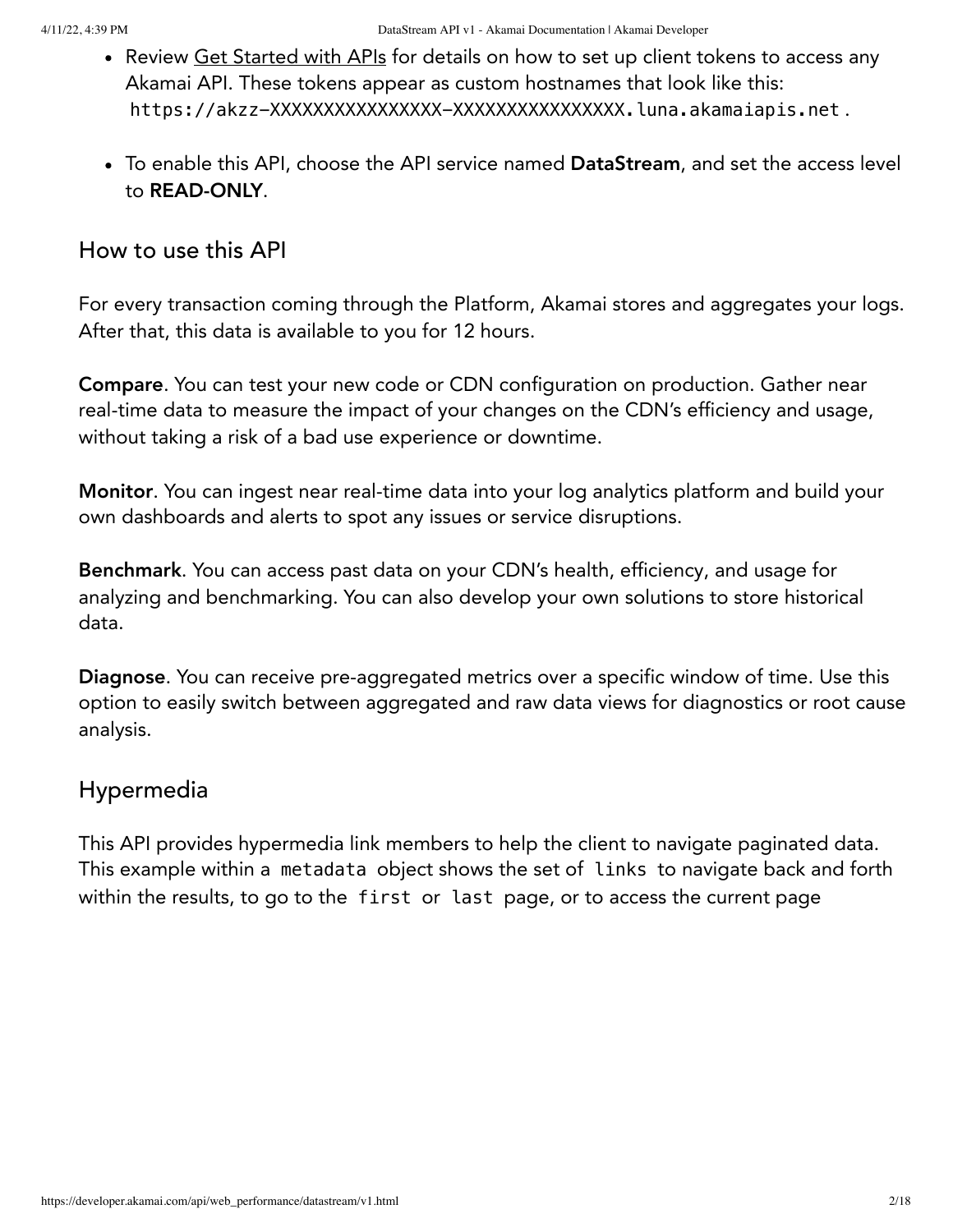- Review Get Started with APIs for details on how to set up client tokens to access any Akamai API. These tokens appear as custom hostnames that look like this: `https://akzz-XXXXXXXXXXXXXXXX-XXXXXXXXXXXXXXXX.luna.akamaiapis.net`.

- To enable this API, choose the API service named **DataStream**, and set the access level to **READ-ONLY**.

## How to use this API

For every transaction coming through the Platform, Akamai stores and aggregates your logs. After that, this data is available to you for 12 hours.

**Compare**. You can test your new code or CDN configuration on production. Gather near real-time data to measure the impact of your changes on the CDN's efficiency and usage, without taking a risk of a bad use experience or downtime.

**Monitor**. You can ingest near real-time data into your log analytics platform and build your own dashboards and alerts to spot any issues or service disruptions.

**Benchmark**. You can access past data on your CDN's health, efficiency, and usage for analyzing and benchmarking. You can also develop your own solutions to store historical data.

**Diagnose**. You can receive pre-aggregated metrics over a specific window of time. Use this option to easily switch between aggregated and raw data views for diagnostics or root cause analysis.

## Hypermedia

This API provides hypermedia link members to help the client to navigate paginated data. This example within a `metadata` object shows the set of `links` to navigate back and forth within the results, to go to the `first` or `last` page, or to access the current page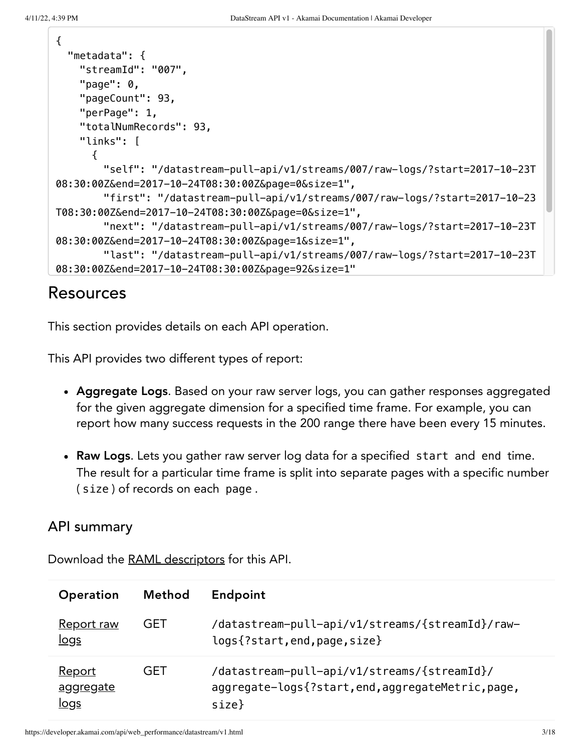```
{
  "metadata": {
    "streamId": "007",
    "page": 0,
    "pageCount": 93,
    "perPage": 1,
    "totalNumRecords": 93,
    "links": [
      {
        "self": "/datastream-pull-api/v1/streams/007/raw-logs/?start=2017-10-23T08:30:00Z&end=2017-10-24T08:30:00Z&page=0&size=1",
        "first": "/datastream-pull-api/v1/streams/007/raw-logs/?start=2017-10-23T08:30:00Z&end=2017-10-24T08:30:00Z&page=0&size=1",
        "next": "/datastream-pull-api/v1/streams/007/raw-logs/?start=2017-10-23T08:30:00Z&end=2017-10-24T08:30:00Z&page=1&size=1",
        "last": "/datastream-pull-api/v1/streams/007/raw-logs/?start=2017-10-23T08:30:00Z&end=2017-10-24T08:30:00Z&page=92&size=1"
```

# Resources

This section provides details on each API operation.

This API provides two different types of report:

- **Aggregate Logs**. Based on your raw server logs, you can gather responses aggregated for the given aggregate dimension for a specified time frame. For example, you can report how many success requests in the 200 range there have been every 15 minutes.
- **Raw Logs**. Lets you gather raw server log data for a specified `start` and `end` time. The result for a particular time frame is split into separate pages with a specific number (`size`) of records on each `page`.

## API summary

Download the RAML descriptors for this API.

| Operation | Method | Endpoint |
|---|---|---|
| Report raw logs | GET | `/datastream-pull-api/v1/streams/{streamId}/raw-logs{?start,end,page,size}` |
| Report aggregate logs | GET | `/datastream-pull-api/v1/streams/{streamId}/aggregate-logs{?start,end,aggregateMetric,page,size}` |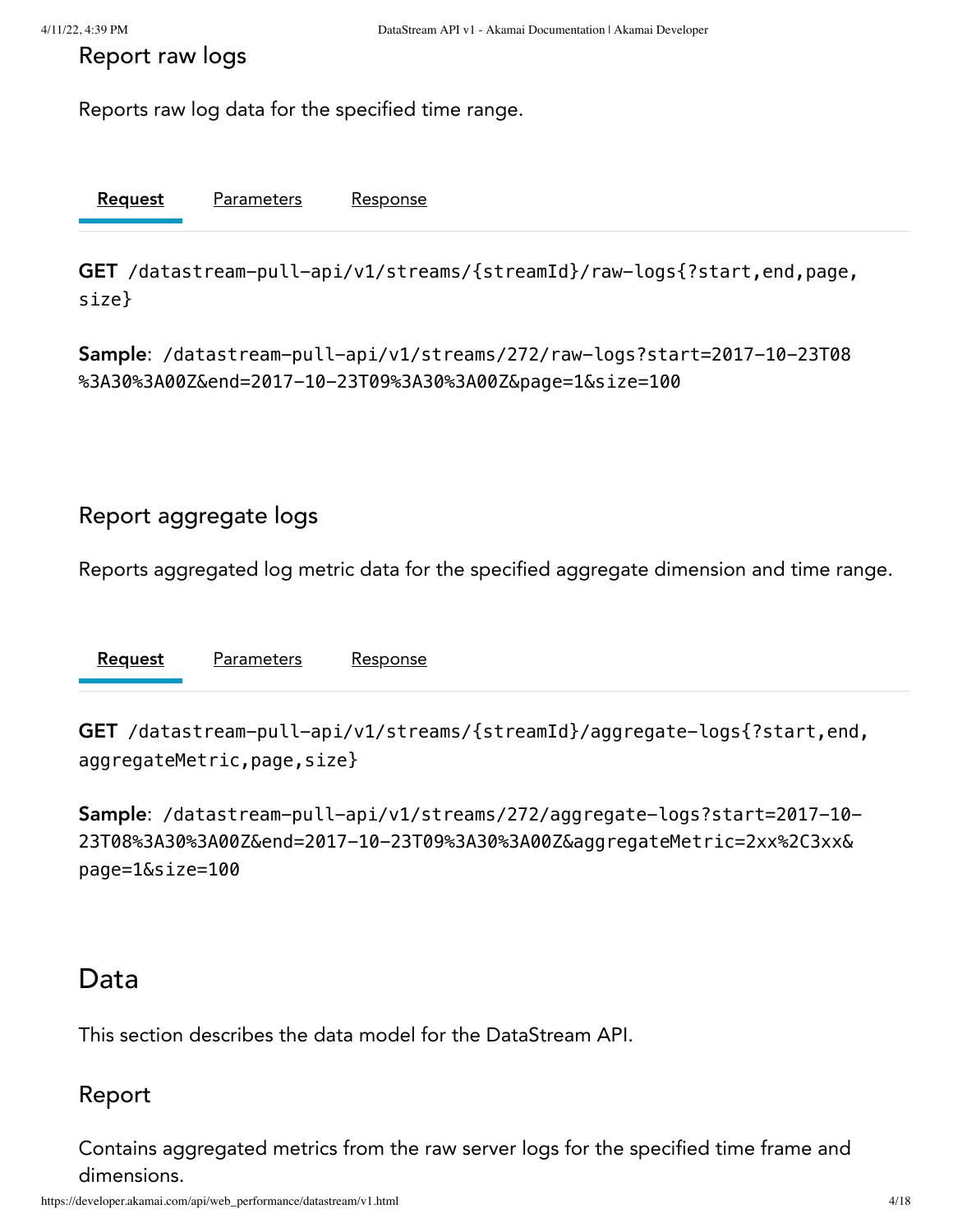## Report raw logs

Reports raw log data for the specified time range.

**Request** Parameters Response

**GET** `/datastream-pull-api/v1/streams/{streamId}/raw-logs{?start,end,page,size}`

**Sample**: `/datastream-pull-api/v1/streams/272/raw-logs?start=2017-10-23T08%3A30%3A00Z&end=2017-10-23T09%3A30%3A00Z&page=1&size=100`

## Report aggregate logs

Reports aggregated log metric data for the specified aggregate dimension and time range.

**Request** Parameters Response

**GET** `/datastream-pull-api/v1/streams/{streamId}/aggregate-logs{?start,end,aggregateMetric,page,size}`

**Sample**: `/datastream-pull-api/v1/streams/272/aggregate-logs?start=2017-10-23T08%3A30%3A00Z&end=2017-10-23T09%3A30%3A00Z&aggregateMetric=2xx%2C3xx&page=1&size=100`

# Data

This section describes the data model for the DataStream API.

## Report

Contains aggregated metrics from the raw server logs for the specified time frame and dimensions.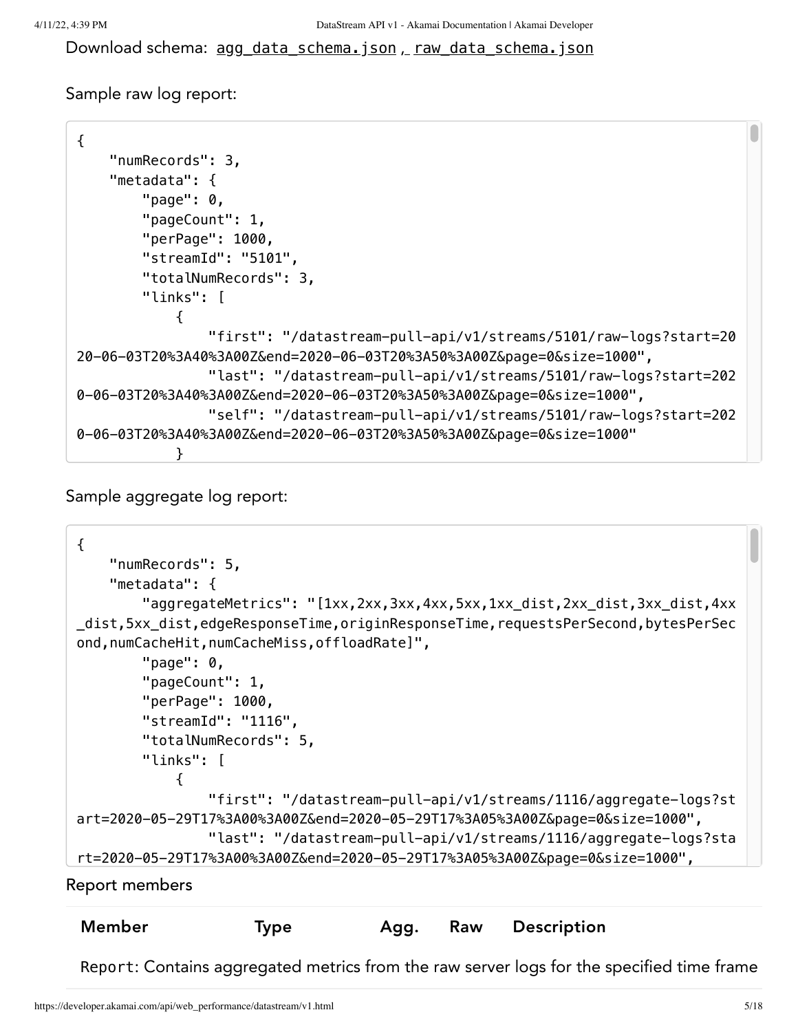Download schema: agg_data_schema.json, raw_data_schema.json

Sample raw log report:

```
{
    "numRecords": 3,
    "metadata": {
        "page": 0,
        "pageCount": 1,
        "perPage": 1000,
        "streamId": "5101",
        "totalNumRecords": 3,
        "links": [
            {
                "first": "/datastream-pull-api/v1/streams/5101/raw-logs?start=2020-06-03T20%3A40%3A00Z&end=2020-06-03T20%3A50%3A00Z&page=0&size=1000",
                "last": "/datastream-pull-api/v1/streams/5101/raw-logs?start=2020-06-03T20%3A40%3A00Z&end=2020-06-03T20%3A50%3A00Z&page=0&size=1000",
                "self": "/datastream-pull-api/v1/streams/5101/raw-logs?start=2020-06-03T20%3A40%3A00Z&end=2020-06-03T20%3A50%3A00Z&page=0&size=1000"
            }
```

Sample aggregate log report:

```
{
    "numRecords": 5,
    "metadata": {
        "aggregateMetrics": "[1xx,2xx,3xx,4xx,5xx,1xx_dist,2xx_dist,3xx_dist,4xx_dist,5xx_dist,edgeResponseTime,originResponseTime,requestsPerSecond,bytesPerSecond,numCacheHit,numCacheMiss,offloadRate]",
        "page": 0,
        "pageCount": 1,
        "perPage": 1000,
        "streamId": "1116",
        "totalNumRecords": 5,
        "links": [
            {
                "first": "/datastream-pull-api/v1/streams/1116/aggregate-logs?start=2020-05-29T17%3A00%3A00Z&end=2020-05-29T17%3A05%3A00Z&page=0&size=1000",
                "last": "/datastream-pull-api/v1/streams/1116/aggregate-logs?start=2020-05-29T17%3A00%3A00Z&end=2020-05-29T17%3A05%3A00Z&page=0&size=1000",
```

Report members

| Member | Type | Agg. | Raw | Description |
|---|---|---|---|---|
| Report: Contains aggregated metrics from the raw server logs for the specified time frame | | | | |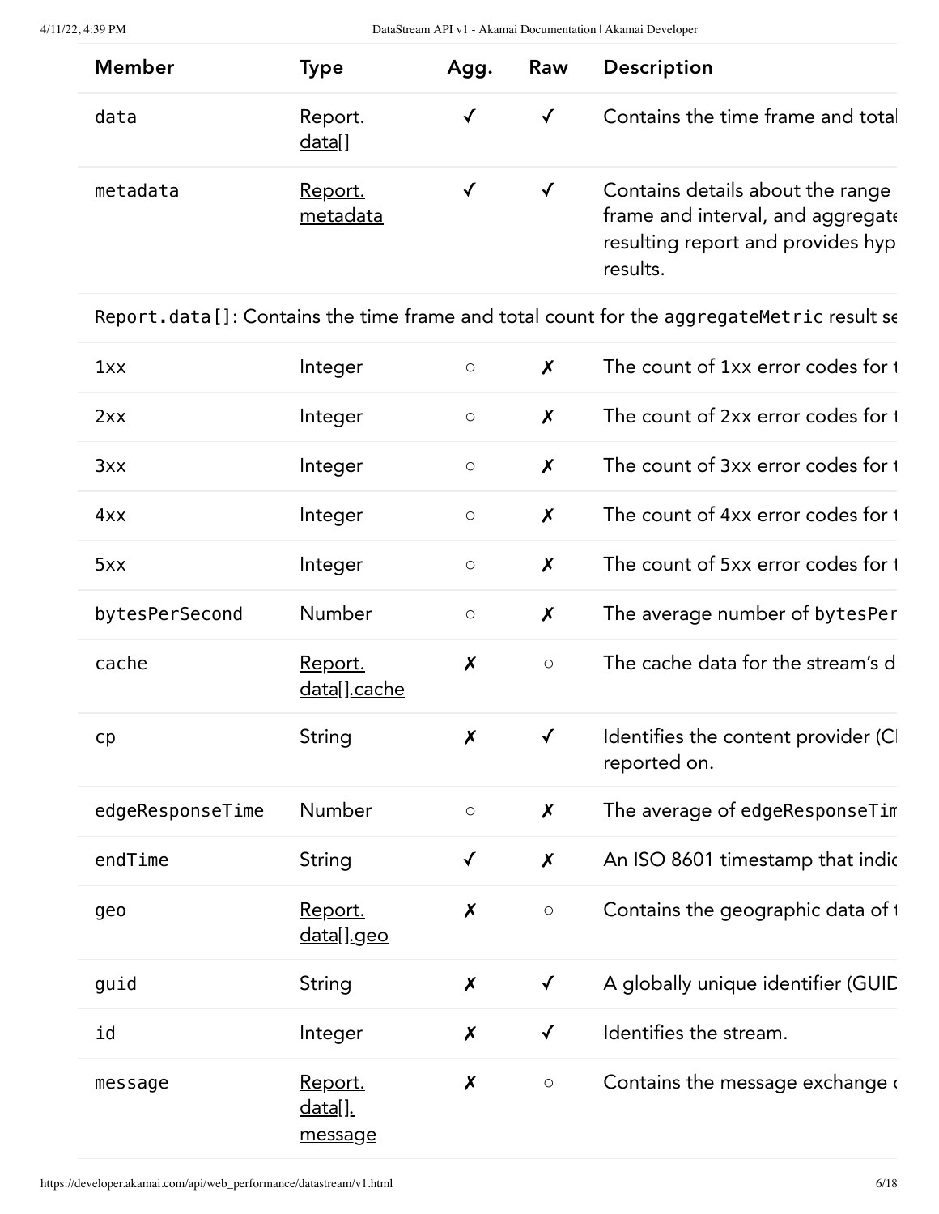| Member | Type | Agg. | Raw | Description |
|---|---|---|---|---|
| data | Report. data[] | ✓ | ✓ | Contains the time frame and total |
| metadata | Report. metadata | ✓ | ✓ | Contains details about the range frame and interval, and aggregate resulting report and provides hyp results. |
| Report.data[]: Contains the time frame and total count for the aggregateMetric result se | | | | |
| 1xx | Integer | ○ | ✗ | The count of 1xx error codes for t |
| 2xx | Integer | ○ | ✗ | The count of 2xx error codes for t |
| 3xx | Integer | ○ | ✗ | The count of 3xx error codes for t |
| 4xx | Integer | ○ | ✗ | The count of 4xx error codes for t |
| 5xx | Integer | ○ | ✗ | The count of 5xx error codes for t |
| bytesPerSecond | Number | ○ | ✗ | The average number of bytesPer |
| cache | Report. data[].cache | ✗ | ○ | The cache data for the stream's d |
| cp | String | ✗ | ✓ | Identifies the content provider (C reported on. |
| edgeResponseTime | Number | ○ | ✗ | The average of edgeResponseTim |
| endTime | String | ✓ | ✗ | An ISO 8601 timestamp that indic |
| geo | Report. data[].geo | ✗ | ○ | Contains the geographic data of t |
| guid | String | ✗ | ✓ | A globally unique identifier (GUID |
| id | Integer | ✗ | ✓ | Identifies the stream. |
| message | Report. data[]. message | ✗ | ○ | Contains the message exchange c |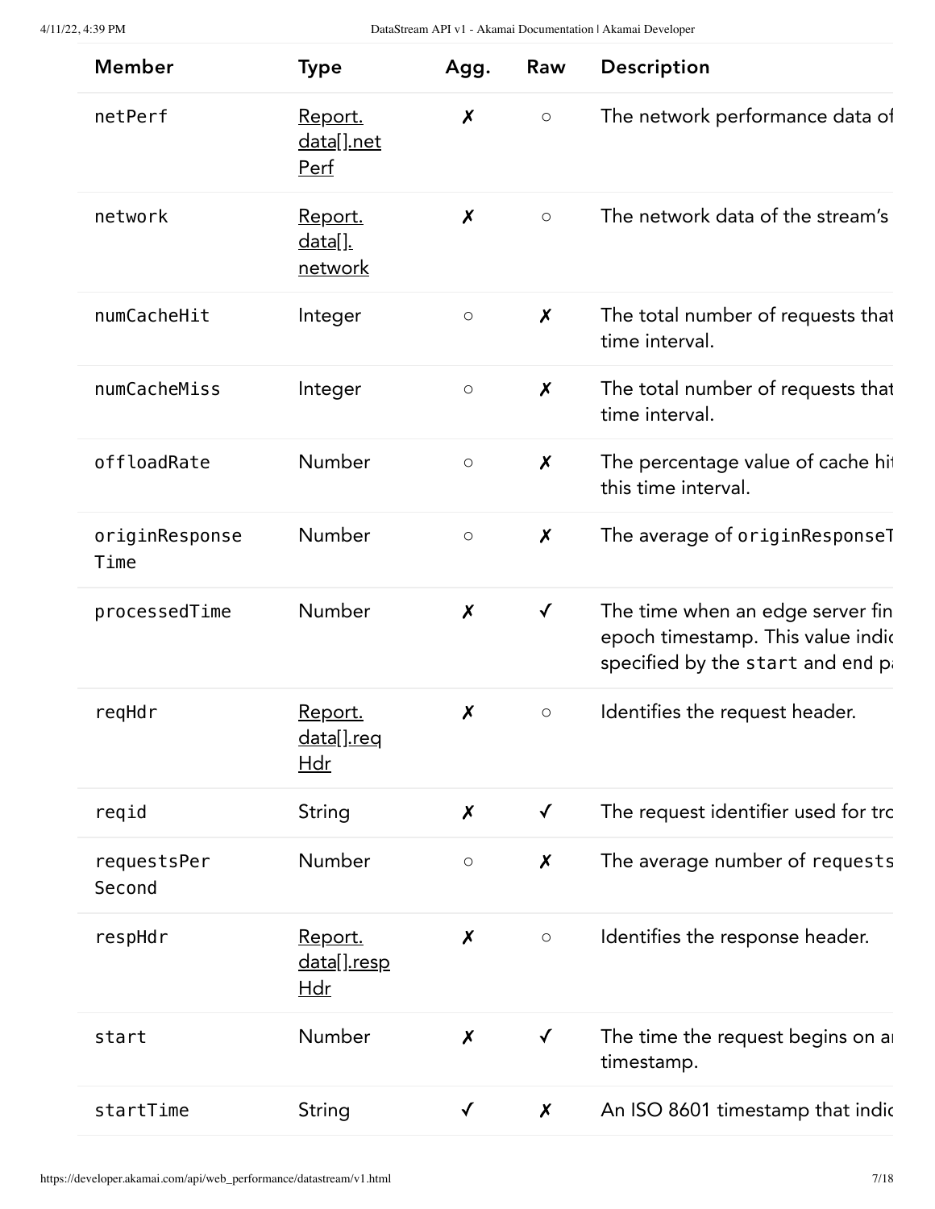| Member | Type | Agg. | Raw | Description |
|---|---|---|---|---|
| `netPerf` | [Report.data[].netPerf]() | ✗ | ○ | The network performance data o |
| `network` | [Report.data[].network]() | ✗ | ○ | The network data of the stream's |
| `numCacheHit` | Integer | ○ | ✗ | The total number of requests that time interval. |
| `numCacheMiss` | Integer | ○ | ✗ | The total number of requests that time interval. |
| `offloadRate` | Number | ○ | ✗ | The percentage value of cache hi this time interval. |
| `originResponseTime` | Number | ○ | ✗ | The average of `originResponseT` |
| `processedTime` | Number | ✗ | ✓ | The time when an edge server fin epoch timestamp. This value indic specified by the `start` and end p |
| `reqHdr` | [Report.data[].reqHdr]() | ✗ | ○ | Identifies the request header. |
| `reqid` | String | ✗ | ✓ | The request identifier used for tr |
| `requestsPerSecond` | Number | ○ | ✗ | The average number of `requests` |
| `respHdr` | [Report.data[].respHdr]() | ✗ | ○ | Identifies the response header. |
| `start` | Number | ✗ | ✓ | The time the request begins on a timestamp. |
| `startTime` | String | ✓ | ✗ | An ISO 8601 timestamp that indic |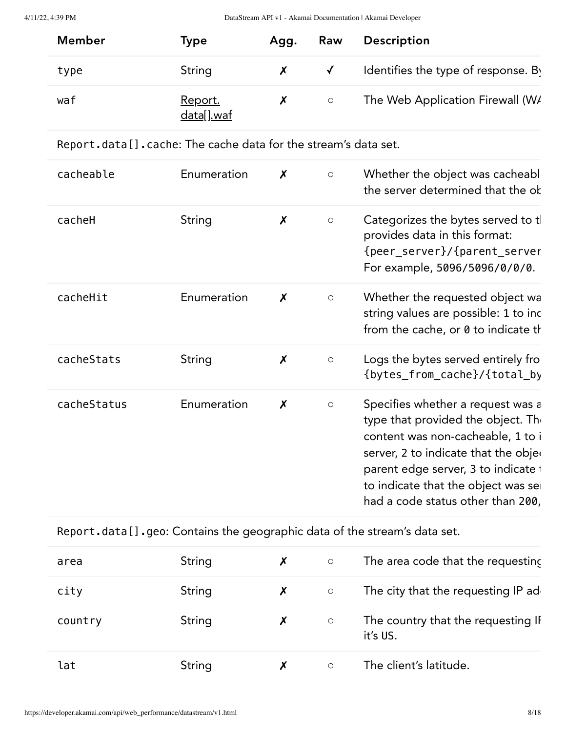| Member | Type | Agg. | Raw | Description |
| --- | --- | --- | --- | --- |
| type | String | ✗ | ✓ | Identifies the type of response. By |
| waf | Report. data[].waf | ✗ | ○ | The Web Application Firewall (WA |
| Report.data[].cache: The cache data for the stream's data set. | | | | |
| cacheable | Enumeration | ✗ | ○ | Whether the object was cacheabl the server determined that the ob |
| cacheH | String | ✗ | ○ | Categorizes the bytes served to t provides data in this format: `{peer_server}/{parent_server` For example, `5096/5096/0/0/0`. |
| cacheHit | Enumeration | ✗ | ○ | Whether the requested object wa string values are possible: `1` to inc from the cache, or `0` to indicate th |
| cacheStats | String | ✗ | ○ | Logs the bytes served entirely fro `{bytes_from_cache}/{total_by` |
| cacheStatus | Enumeration | ✗ | ○ | Specifies whether a request was a type that provided the object. Th content was non-cacheable, `1` to i server, `2` to indicate that the objec parent edge server, `3` to indicate t to indicate that the object was ser had a code status other than `200`, |
| Report.data[].geo: Contains the geographic data of the stream's data set. | | | | |
| area | String | ✗ | ○ | The area code that the requesting |
| city | String | ✗ | ○ | The city that the requesting IP ad |
| country | String | ✗ | ○ | The country that the requesting IP it's `US`. |
| lat | String | ✗ | ○ | The client's latitude. |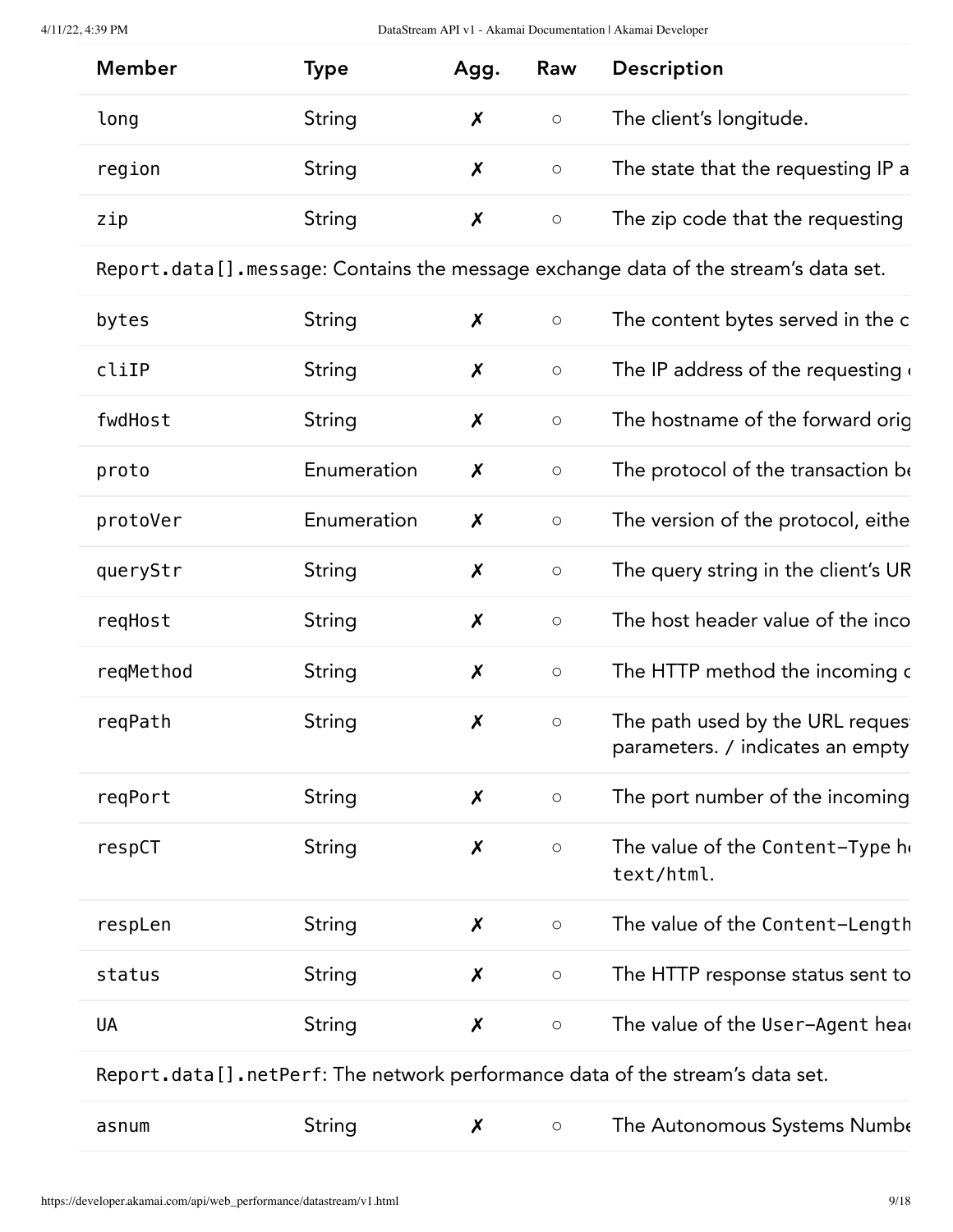| Member | Type | Agg. | Raw | Description |
| --- | --- | --- | --- | --- |
| `long` | String | ✗ | ○ | The client's longitude. |
| `region` | String | ✗ | ○ | The state that the requesting IP a |
| `zip` | String | ✗ | ○ | The zip code that the requesting |
| `Report.data[].message`: Contains the message exchange data of the stream's data set. | | | | |
| `bytes` | String | ✗ | ○ | The content bytes served in the c |
| `cliIP` | String | ✗ | ○ | The IP address of the requesting |
| `fwdHost` | String | ✗ | ○ | The hostname of the forward orig |
| `proto` | Enumeration | ✗ | ○ | The protocol of the transaction be |
| `protoVer` | Enumeration | ✗ | ○ | The version of the protocol, eithe |
| `queryStr` | String | ✗ | ○ | The query string in the client's UR |
| `reqHost` | String | ✗ | ○ | The host header value of the inco |
| `reqMethod` | String | ✗ | ○ | The HTTP method the incoming c |
| `reqPath` | String | ✗ | ○ | The path used by the URL reques parameters. / indicates an empty |
| `reqPort` | String | ✗ | ○ | The port number of the incoming |
| `respCT` | String | ✗ | ○ | The value of the `Content-Type` h `text/html`. |
| `respLen` | String | ✗ | ○ | The value of the `Content-Length` |
| `status` | String | ✗ | ○ | The HTTP response status sent to |
| `UA` | String | ✗ | ○ | The value of the `User-Agent` head |
| `Report.data[].netPerf`: The network performance data of the stream's data set. | | | | |
| `asnum` | String | ✗ | ○ | The Autonomous Systems Numbe |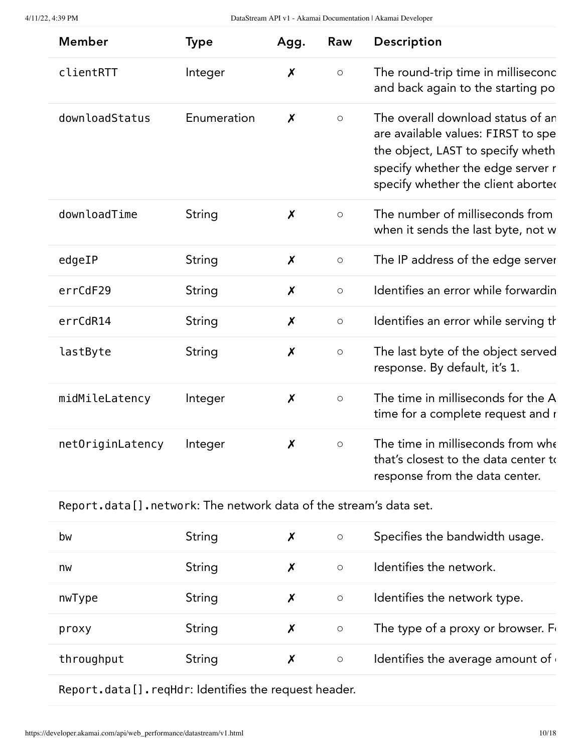| Member | Type | Agg. | Raw | Description |
| --- | --- | --- | --- | --- |
| `clientRTT` | Integer | ✗ | ○ | The round-trip time in millisecond and back again to the starting po |
| `downloadStatus` | Enumeration | ✗ | ○ | The overall download status of an are available values: `FIRST` to spe the object, `LAST` to specify wheth specify whether the edge server r specify whether the client aborted |
| `downloadTime` | String | ✗ | ○ | The number of milliseconds from when it sends the last byte, not w |
| `edgeIP` | String | ✗ | ○ | The IP address of the edge server |
| `errCdF29` | String | ✗ | ○ | Identifies an error while forwardin |
| `errCdR14` | String | ✗ | ○ | Identifies an error while serving th |
| `lastByte` | String | ✗ | ○ | The last byte of the object served response. By default, it's 1. |
| `midMileLatency` | Integer | ✗ | ○ | The time in milliseconds for the A time for a complete request and r |
| `netOriginLatency` | Integer | ✗ | ○ | The time in milliseconds from whe that's closest to the data center to response from the data center. |
| `Report.data[].network`: The network data of the stream's data set. | | | | |
| `bw` | String | ✗ | ○ | Specifies the bandwidth usage. |
| `nw` | String | ✗ | ○ | Identifies the network. |
| `nwType` | String | ✗ | ○ | Identifies the network type. |
| `proxy` | String | ✗ | ○ | The type of a proxy or browser. Fo |
| `throughput` | String | ✗ | ○ | Identifies the average amount of |
| `Report.data[].reqHdr`: Identifies the request header. | | | | |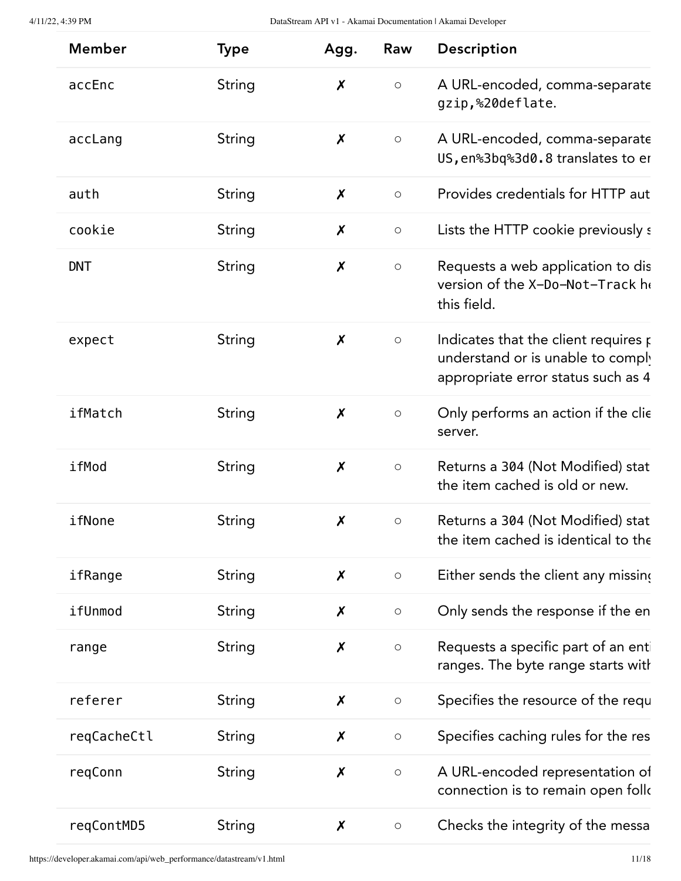| Member | Type | Agg. | Raw | Description |
| --- | --- | --- | --- | --- |
| accEnc | String | ✗ | ○ | A URL-encoded, comma-separate gzip,%20deflate. |
| accLang | String | ✗ | ○ | A URL-encoded, comma-separate US,en%3bq%3d0.8 translates to er |
| auth | String | ✗ | ○ | Provides credentials for HTTP aut |
| cookie | String | ✗ | ○ | Lists the HTTP cookie previously s |
| DNT | String | ✗ | ○ | Requests a web application to dis version of the X-Do-Not-Track he this field. |
| expect | String | ✗ | ○ | Indicates that the client requires p understand or is unable to comply appropriate error status such as 4 |
| ifMatch | String | ✗ | ○ | Only performs an action if the clie server. |
| ifMod | String | ✗ | ○ | Returns a 304 (Not Modified) stat the item cached is old or new. |
| ifNone | String | ✗ | ○ | Returns a 304 (Not Modified) stat the item cached is identical to the |
| ifRange | String | ✗ | ○ | Either sends the client any missing |
| ifUnmod | String | ✗ | ○ | Only sends the response if the en |
| range | String | ✗ | ○ | Requests a specific part of an enti ranges. The byte range starts with |
| referer | String | ✗ | ○ | Specifies the resource of the requ |
| reqCacheCtl | String | ✗ | ○ | Specifies caching rules for the res |
| reqConn | String | ✗ | ○ | A URL-encoded representation of connection is to remain open follo |
| reqContMD5 | String | ✗ | ○ | Checks the integrity of the messa |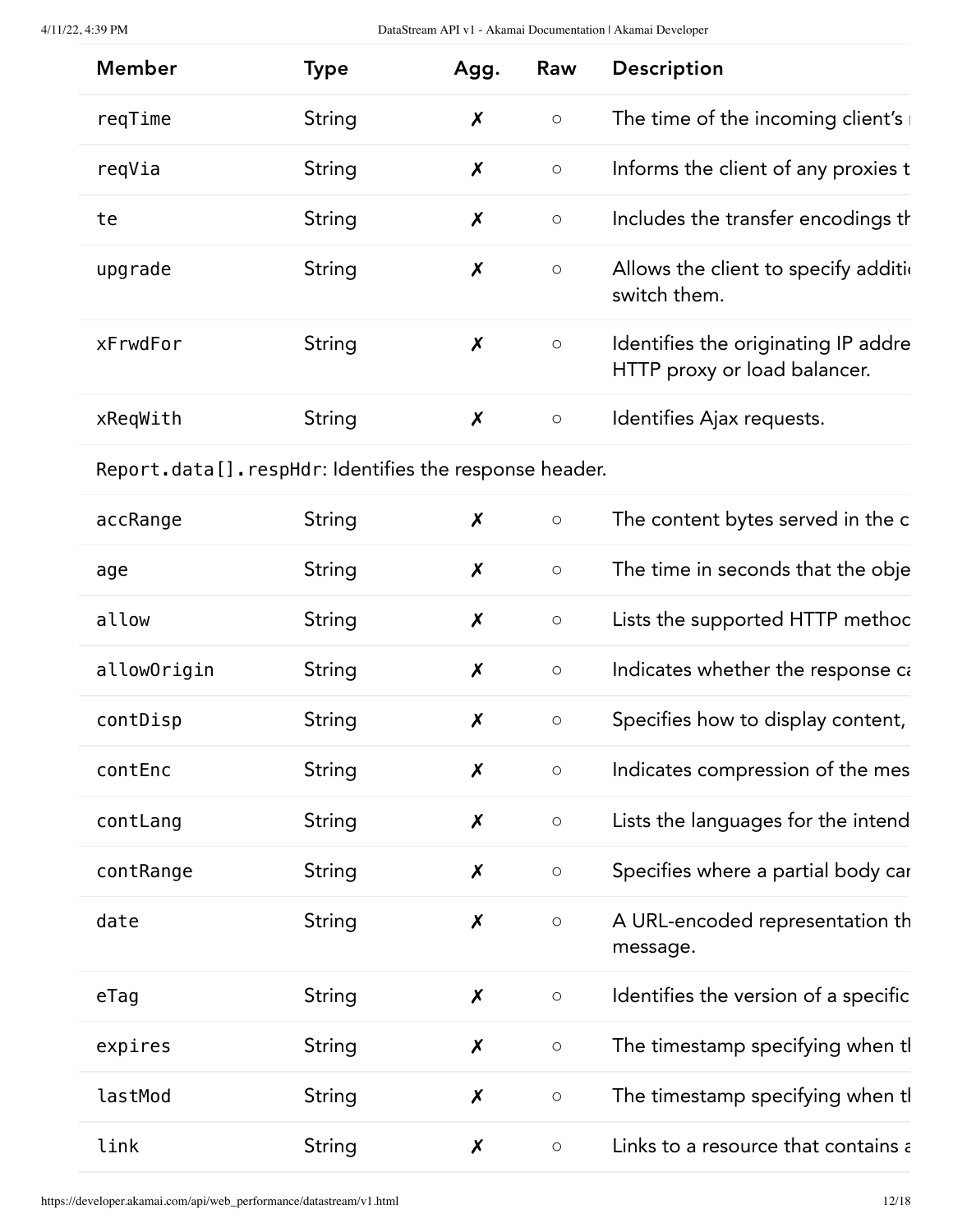| Member | Type | Agg. | Raw | Description |
| --- | --- | --- | --- | --- |
| reqTime | String | ✗ | ○ | The time of the incoming client's r |
| reqVia | String | ✗ | ○ | Informs the client of any proxies t |
| te | String | ✗ | ○ | Includes the transfer encodings th |
| upgrade | String | ✗ | ○ | Allows the client to specify additi switch them. |
| xFrwdFor | String | ✗ | ○ | Identifies the originating IP addre HTTP proxy or load balancer. |
| xReqWith | String | ✗ | ○ | Identifies Ajax requests. |
| `Report.data[].respHdr`: Identifies the response header. | | | | |
| accRange | String | ✗ | ○ | The content bytes served in the c |
| age | String | ✗ | ○ | The time in seconds that the obje |
| allow | String | ✗ | ○ | Lists the supported HTTP methoc |
| allowOrigin | String | ✗ | ○ | Indicates whether the response ca |
| contDisp | String | ✗ | ○ | Specifies how to display content, |
| contEnc | String | ✗ | ○ | Indicates compression of the mes |
| contLang | String | ✗ | ○ | Lists the languages for the intend |
| contRange | String | ✗ | ○ | Specifies where a partial body car |
| date | String | ✗ | ○ | A URL-encoded representation th message. |
| eTag | String | ✗ | ○ | Identifies the version of a specific |
| expires | String | ✗ | ○ | The timestamp specifying when tl |
| lastMod | String | ✗ | ○ | The timestamp specifying when tl |
| link | String | ✗ | ○ | Links to a resource that contains a |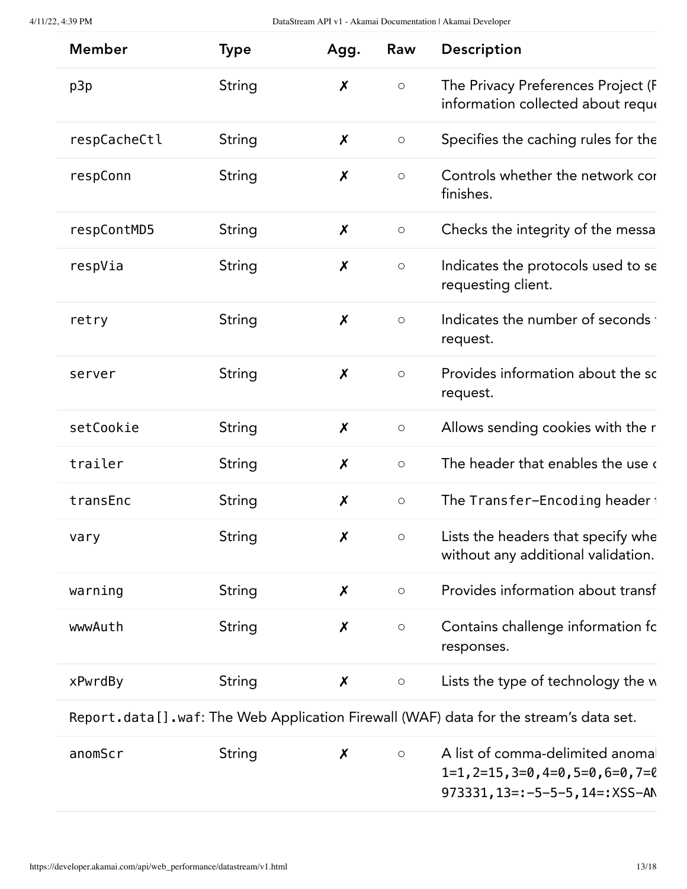| Member | Type | Agg. | Raw | Description |
| --- | --- | --- | --- | --- |
| `p3p` | String | ✗ | ○ | The Privacy Preferences Project (P information collected about reque |
| `respCacheCtl` | String | ✗ | ○ | Specifies the caching rules for the |
| `respConn` | String | ✗ | ○ | Controls whether the network con finishes. |
| `respContMD5` | String | ✗ | ○ | Checks the integrity of the messa |
| `respVia` | String | ✗ | ○ | Indicates the protocols used to se requesting client. |
| `retry` | String | ✗ | ○ | Indicates the number of seconds request. |
| `server` | String | ✗ | ○ | Provides information about the so request. |
| `setCookie` | String | ✗ | ○ | Allows sending cookies with the r |
| `trailer` | String | ✗ | ○ | The header that enables the use o |
| `transEnc` | String | ✗ | ○ | The `Transfer-Encoding` header t |
| `vary` | String | ✗ | ○ | Lists the headers that specify whe without any additional validation. |
| `warning` | String | ✗ | ○ | Provides information about transf |
| `wwwAuth` | String | ✗ | ○ | Contains challenge information fo responses. |
| `xPwrdBy` | String | ✗ | ○ | Lists the type of technology the w |
| `Report.data[].waf`: The Web Application Firewall (WAF) data for the stream's data set. | | | | |
| `anomScr` | String | ✗ | ○ | A list of comma-delimited anomal `1=1,2=15,3=0,4=0,5=0,6=0,7=0` `973331,13=:-5-5-5,14=:XSS-AN` |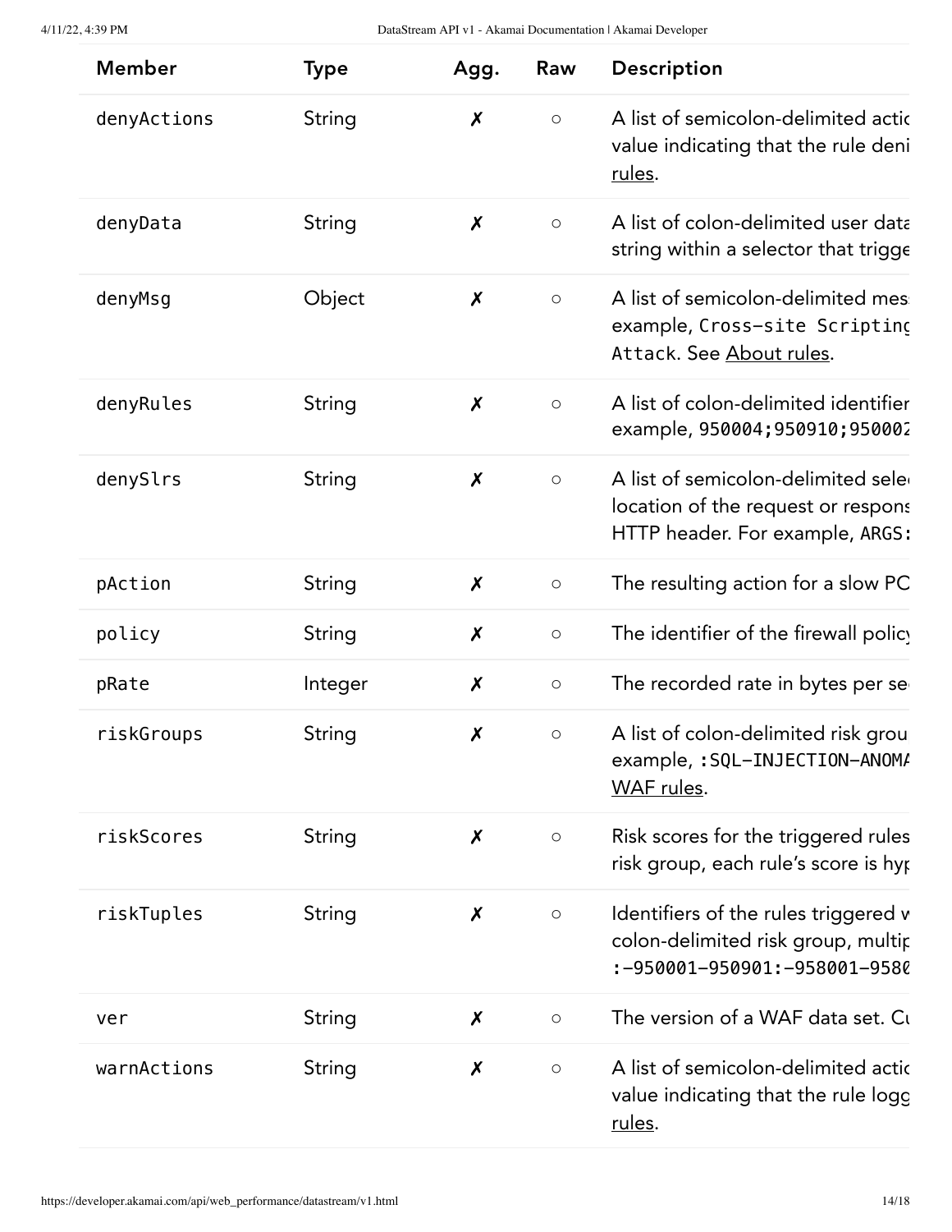| Member | Type | Agg. | Raw | Description |
| --- | --- | --- | --- | --- |
| `denyActions` | String | ✗ | ○ | A list of semicolon-delimited actic value indicating that the rule deni rules. |
| `denyData` | String | ✗ | ○ | A list of colon-delimited user data string within a selector that trigge |
| `denyMsg` | Object | ✗ | ○ | A list of semicolon-delimited mess example, `Cross-site Scripting Attack`. See About rules. |
| `denyRules` | String | ✗ | ○ | A list of colon-delimited identifier example, `950004;950910;95000` |
| `denySlrs` | String | ✗ | ○ | A list of semicolon-delimited selec location of the request or respons HTTP header. For example, `ARGS:` |
| `pAction` | String | ✗ | ○ | The resulting action for a slow PC |
| `policy` | String | ✗ | ○ | The identifier of the firewall policy |
| `pRate` | Integer | ✗ | ○ | The recorded rate in bytes per se |
| `riskGroups` | String | ✗ | ○ | A list of colon-delimited risk grou example, `:SQL-INJECTION-ANOMA` WAF rules. |
| `riskScores` | String | ✗ | ○ | Risk scores for the triggered rules risk group, each rule's score is hyp |
| `riskTuples` | String | ✗ | ○ | Identifiers of the rules triggered w colon-delimited risk group, multip `:-950001-950901:-958001-9580` |
| `ver` | String | ✗ | ○ | The version of a WAF data set. Cu |
| `warnActions` | String | ✗ | ○ | A list of semicolon-delimited actic value indicating that the rule logg rules. |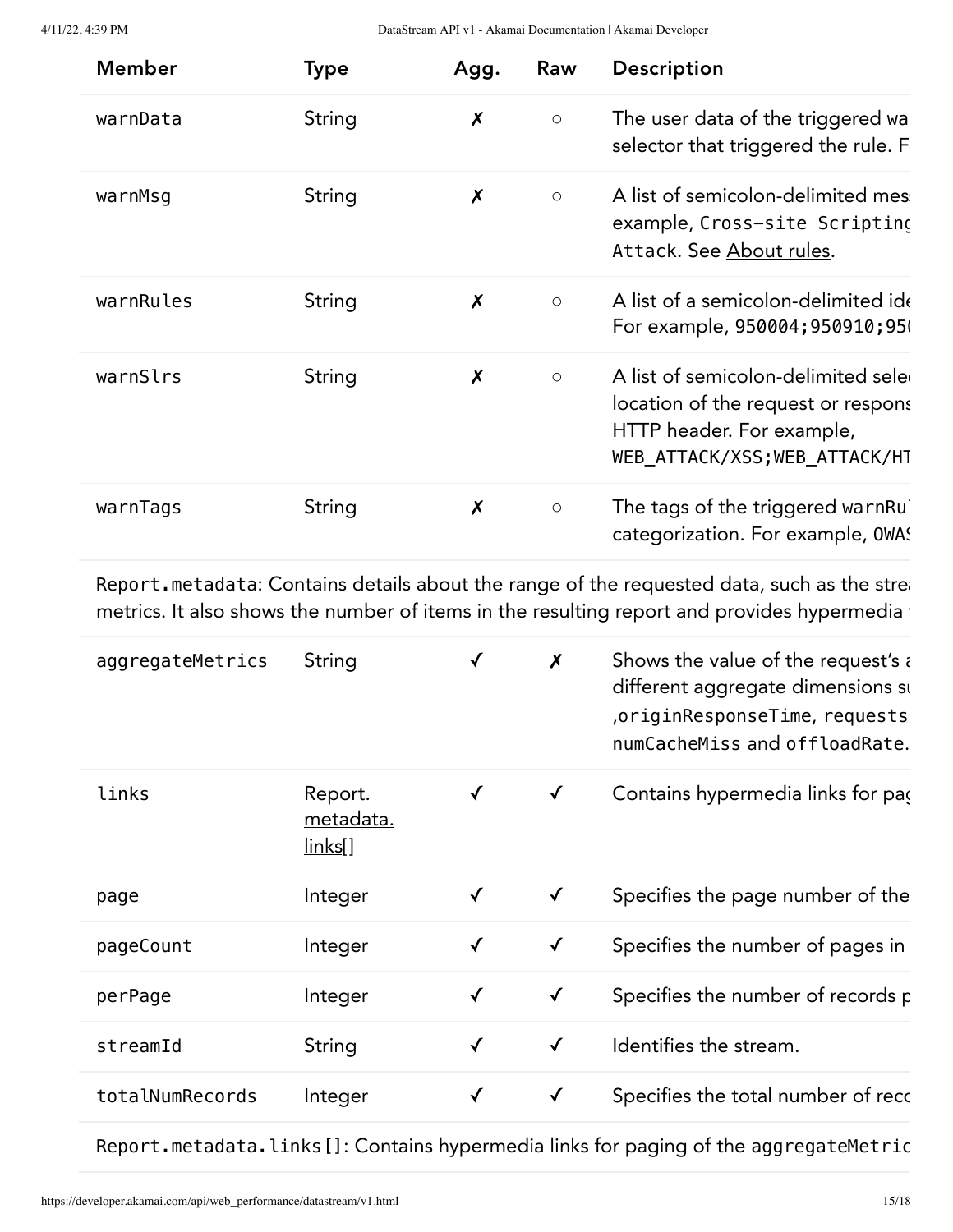| Member | Type | Agg. | Raw | Description |
|---|---|---|---|---|
| `warnData` | String | ✗ | ○ | The user data of the triggered wa selector that triggered the rule. F |
| `warnMsg` | String | ✗ | ○ | A list of semicolon-delimited mes example, `Cross-site Scripting Attack`. See About rules. |
| `warnRules` | String | ✗ | ○ | A list of a semicolon-delimited ide For example, `950004;950910;95(` |
| `warnSlrs` | String | ✗ | ○ | A list of semicolon-delimited sele location of the request or respons HTTP header. For example, `WEB_ATTACK/XSS;WEB_ATTACK/HT` |
| `warnTags` | String | ✗ | ○ | The tags of the triggered `warnRu` categorization. For example, `OWAS` |
| `Report.metadata`: Contains details about the range of the requested data, such as the strea metrics. It also shows the number of items in the resulting report and provides hypermedia | | | | |
| `aggregateMetrics` | String | ✓ | ✗ | Shows the value of the request's a different aggregate dimensions su ,`originResponseTime`, `requests` `numCacheMiss` and `offloadRate`. |
| `links` | Report. metadata. links[] | ✓ | ✓ | Contains hypermedia links for pag |
| `page` | Integer | ✓ | ✓ | Specifies the page number of the |
| `pageCount` | Integer | ✓ | ✓ | Specifies the number of pages in |
| `perPage` | Integer | ✓ | ✓ | Specifies the number of records p |
| `streamId` | String | ✓ | ✓ | Identifies the stream. |
| `totalNumRecords` | Integer | ✓ | ✓ | Specifies the total number of reco |
| `Report.metadata.links[]`: Contains hypermedia links for paging of the `aggregateMetric` | | | | |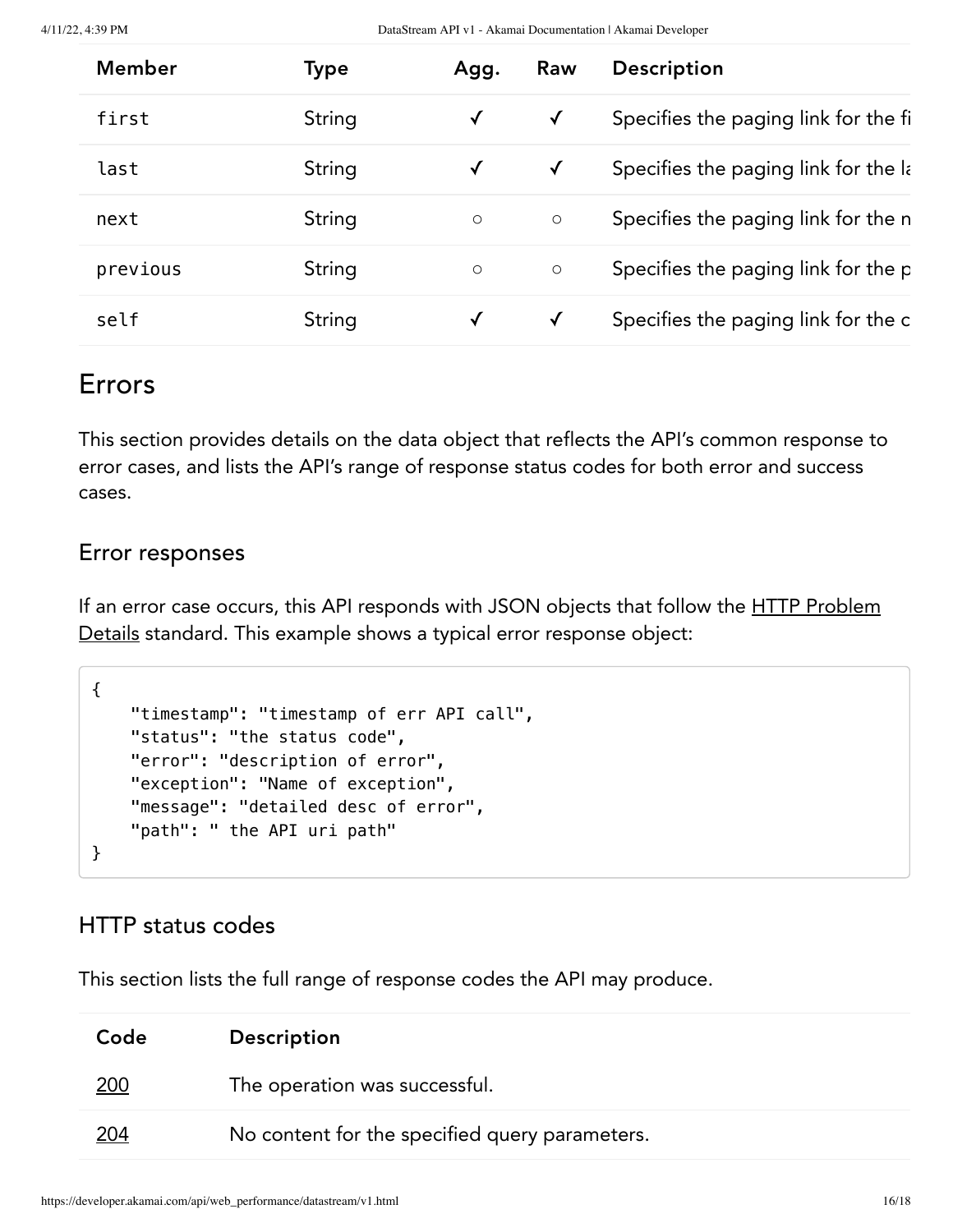| Member | Type | Agg. | Raw | Description |
| --- | --- | --- | --- | --- |
| first | String | ✓ | ✓ | Specifies the paging link for the fi |
| last | String | ✓ | ✓ | Specifies the paging link for the la |
| next | String | ○ | ○ | Specifies the paging link for the n |
| previous | String | ○ | ○ | Specifies the paging link for the p |
| self | String | ✓ | ✓ | Specifies the paging link for the c |

## Errors

This section provides details on the data object that reflects the API's common response to error cases, and lists the API's range of response status codes for both error and success cases.

### Error responses

If an error case occurs, this API responds with JSON objects that follow the HTTP Problem Details standard. This example shows a typical error response object:

```
{
    "timestamp": "timestamp of err API call",
    "status": "the status code",
    "error": "description of error",
    "exception": "Name of exception",
    "message": "detailed desc of error",
    "path": " the API uri path"
}
```

### HTTP status codes

This section lists the full range of response codes the API may produce.

| Code | Description |
| --- | --- |
| 200 | The operation was successful. |
| 204 | No content for the specified query parameters. |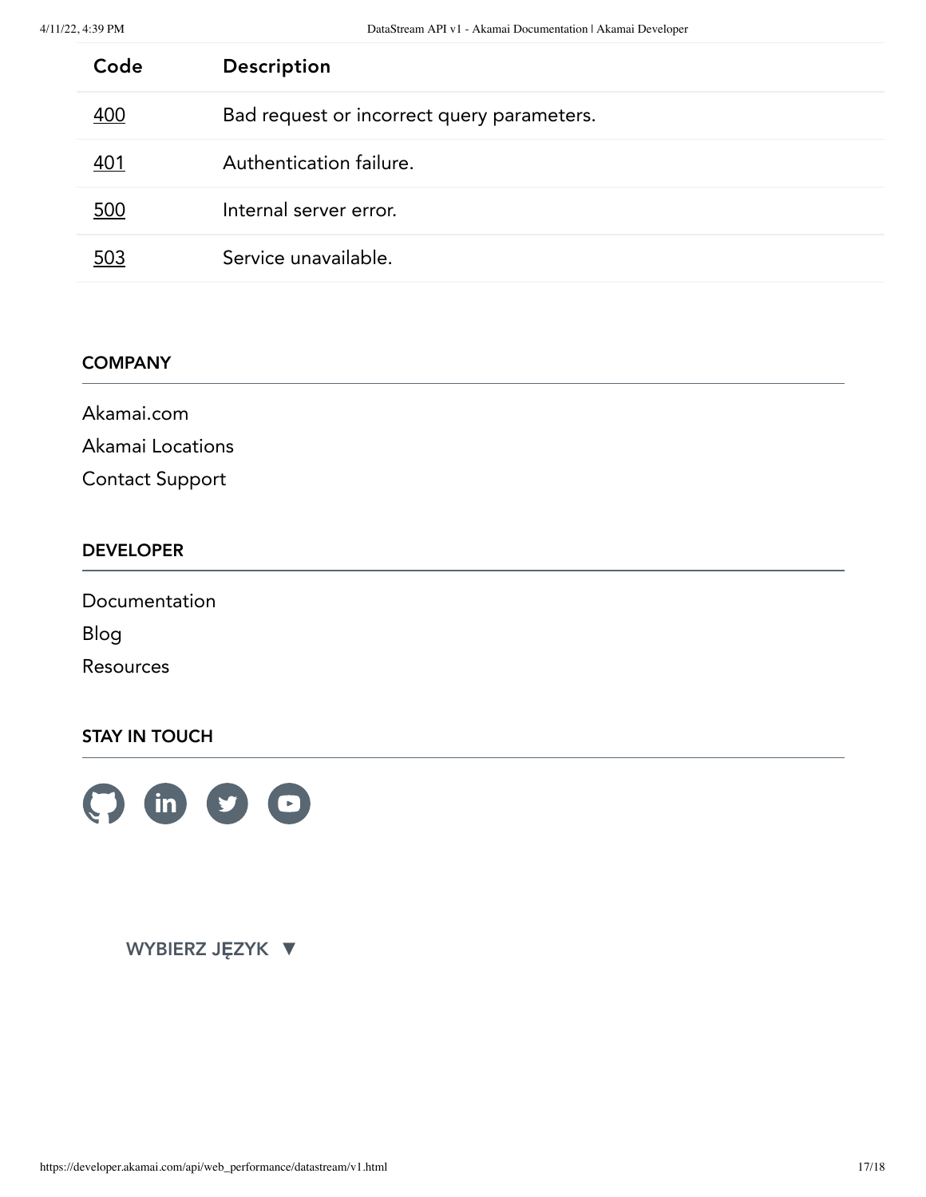| Code | Description |
| --- | --- |
| 400 | Bad request or incorrect query parameters. |
| 401 | Authentication failure. |
| 500 | Internal server error. |
| 503 | Service unavailable. |

**COMPANY**

Akamai.com

Akamai Locations

Contact Support

**DEVELOPER**

Documentation

Blog

Resources

**STAY IN TOUCH**

**WYBIERZ JĘZYK ▼**